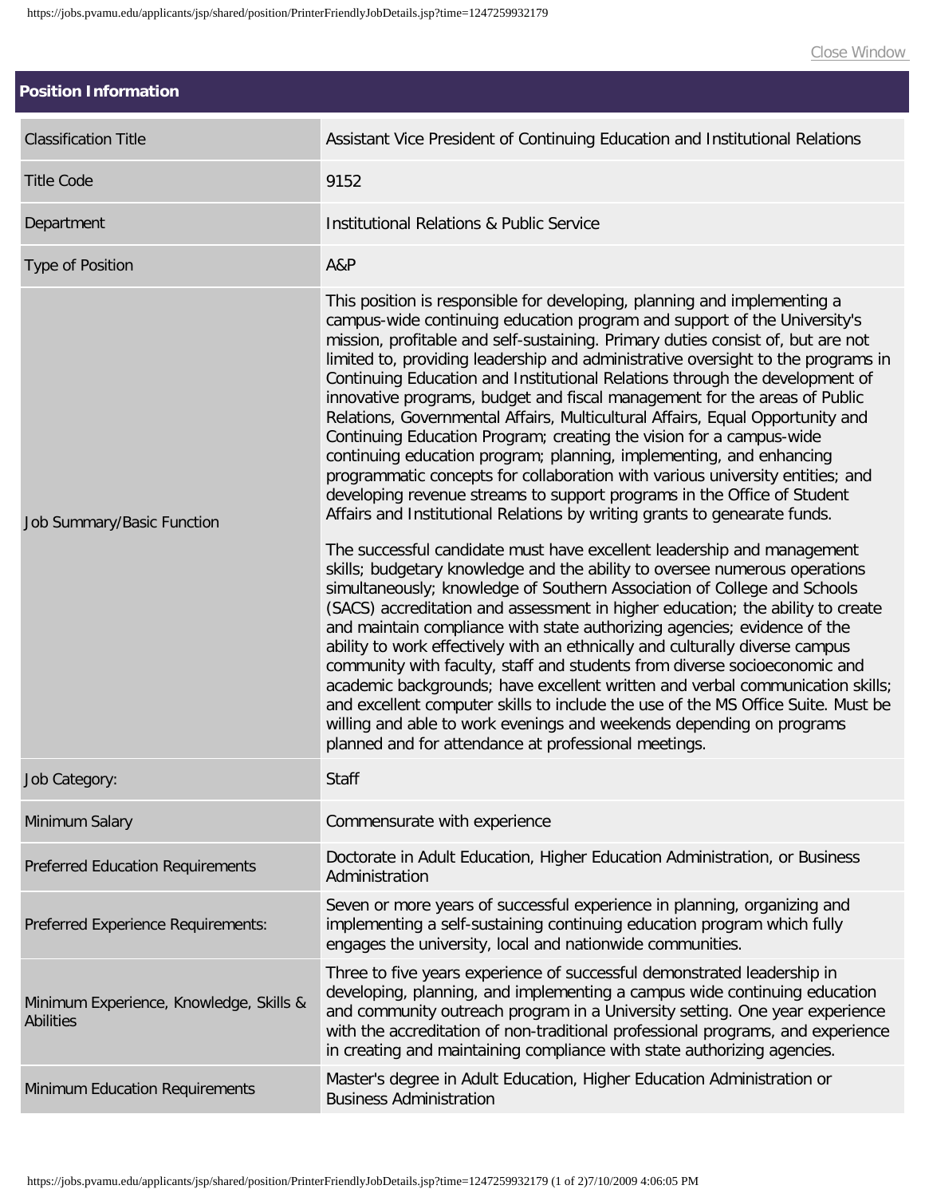## Position Information

| Field | Details |
| --- | --- |
| Classification Title | Assistant Vice President of Continuing Education and Institutional Relations |
| Title Code | 9152 |
| Department | Institutional Relations & Public Service |
| Type of Position | A&P |
| Job Summary/Basic Function | This position is responsible for developing, planning and implementing a campus-wide continuing education program and support of the University's mission, profitable and self-sustaining. Primary duties consist of, but are not limited to, providing leadership and administrative oversight to the programs in Continuing Education and Institutional Relations through the development of innovative programs, budget and fiscal management for the areas of Public Relations, Governmental Affairs, Multicultural Affairs, Equal Opportunity and Continuing Education Program; creating the vision for a campus-wide continuing education program; planning, implementing, and enhancing programmatic concepts for collaboration with various university entities; and developing revenue streams to support programs in the Office of Student Affairs and Institutional Relations by writing grants to genearate funds.<br><br>The successful candidate must have excellent leadership and management skills; budgetary knowledge and the ability to oversee numerous operations simultaneously; knowledge of Southern Association of College and Schools (SACS) accreditation and assessment in higher education; the ability to create and maintain compliance with state authorizing agencies; evidence of the ability to work effectively with an ethnically and culturally diverse campus community with faculty, staff and students from diverse socioeconomic and academic backgrounds; have excellent written and verbal communication skills; and excellent computer skills to include the use of the MS Office Suite. Must be willing and able to work evenings and weekends depending on programs planned and for attendance at professional meetings. |
| Job Category: | Staff |
| Minimum Salary | Commensurate with experience |
| Preferred Education Requirements | Doctorate in Adult Education, Higher Education Administration, or Business Administration |
| Preferred Experience Requirements: | Seven or more years of successful experience in planning, organizing and implementing a self-sustaining continuing education program which fully engages the university, local and nationwide communities. |
| Minimum Experience, Knowledge, Skills & Abilities | Three to five years experience of successful demonstrated leadership in developing, planning, and implementing a campus wide continuing education and community outreach program in a University setting. One year experience with the accreditation of non-traditional professional programs, and experience in creating and maintaining compliance with state authorizing agencies. |
| Minimum Education Requirements | Master's degree in Adult Education, Higher Education Administration or Business Administration |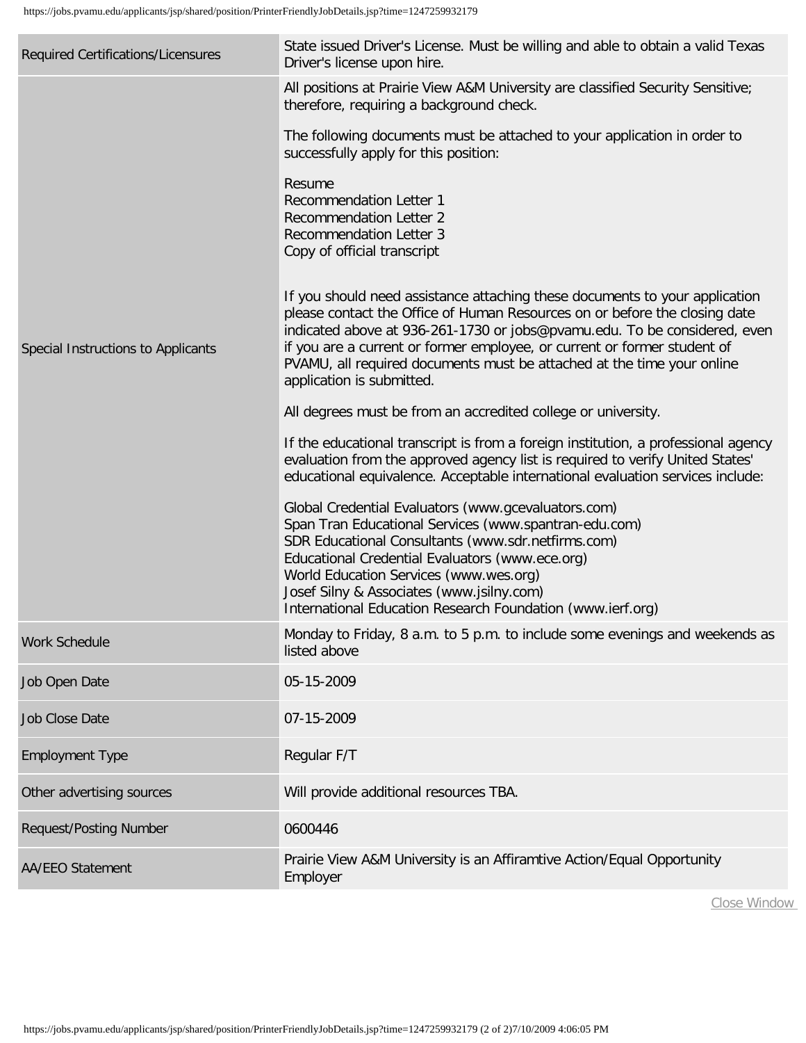| | |
|---|---|
| Required Certifications/Licensures | State issued Driver's License. Must be willing and able to obtain a valid Texas Driver's license upon hire. |
| Special Instructions to Applicants | All positions at Prairie View A&M University are classified Security Sensitive; therefore, requiring a background check.<br><br>The following documents must be attached to your application in order to successfully apply for this position:<br><br>Resume<br>Recommendation Letter 1<br>Recommendation Letter 2<br>Recommendation Letter 3<br>Copy of official transcript<br><br>If you should need assistance attaching these documents to your application please contact the Office of Human Resources on or before the closing date indicated above at 936-261-1730 or jobs@pvamu.edu. To be considered, even if you are a current or former employee, or current or former student of PVAMU, all required documents must be attached at the time your online application is submitted.<br><br>All degrees must be from an accredited college or university.<br><br>If the educational transcript is from a foreign institution, a professional agency evaluation from the approved agency list is required to verify United States' educational equivalence. Acceptable international evaluation services include:<br><br>Global Credential Evaluators (www.gcevaluators.com)<br>Span Tran Educational Services (www.spantran-edu.com)<br>SDR Educational Consultants (www.sdr.netfirms.com)<br>Educational Credential Evaluators (www.ece.org)<br>World Education Services (www.wes.org)<br>Josef Silny & Associates (www.jsilny.com)<br>International Education Research Foundation (www.ierf.org) |
| Work Schedule | Monday to Friday, 8 a.m. to 5 p.m. to include some evenings and weekends as listed above |
| Job Open Date | 05-15-2009 |
| Job Close Date | 07-15-2009 |
| Employment Type | Regular F/T |
| Other advertising sources | Will provide additional resources TBA. |
| Request/Posting Number | 0600446 |
| AA/EEO Statement | Prairie View A&M University is an Affiramtive Action/Equal Opportunity Employer |

Close Window